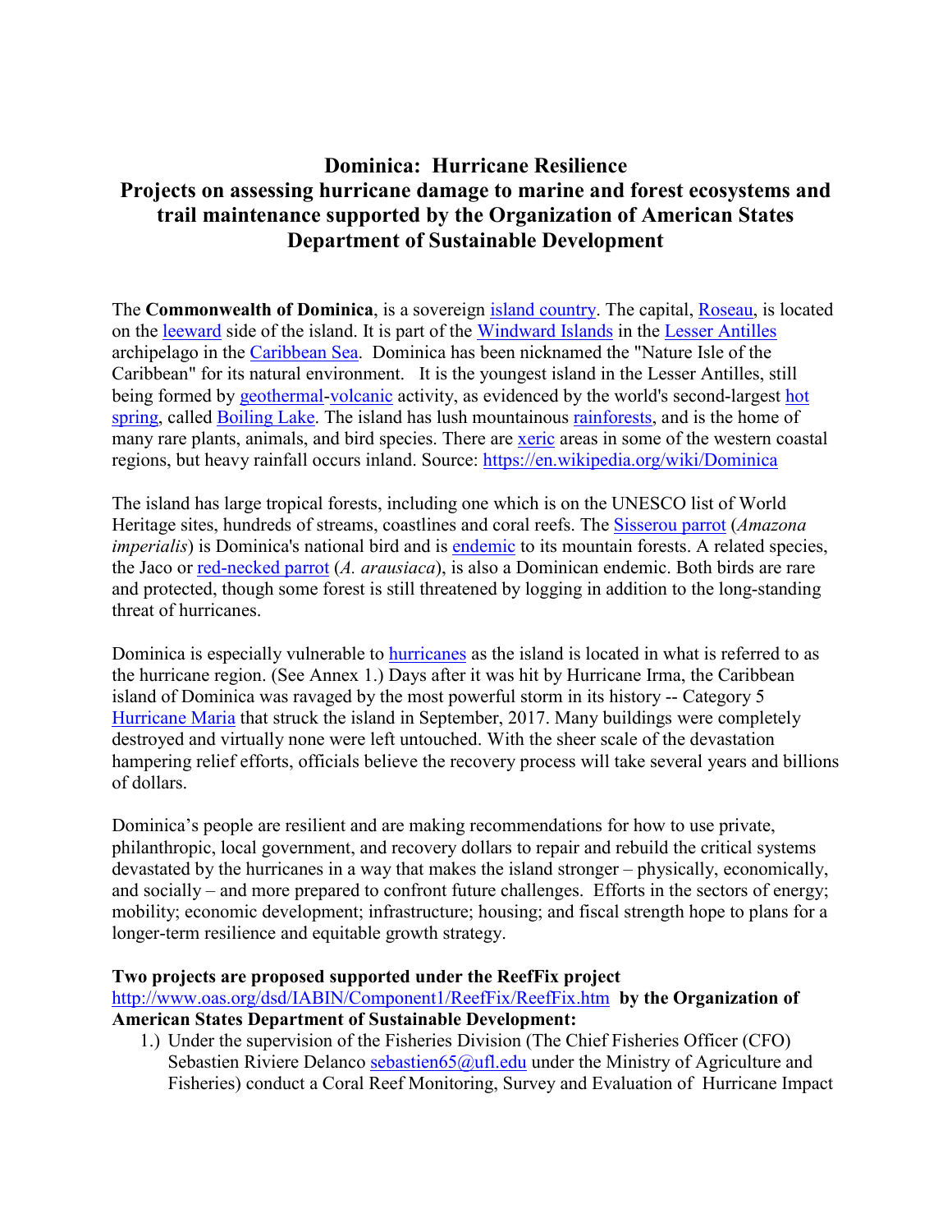# Dominica: Hurricane Resilience
## Projects on assessing hurricane damage to marine and forest ecosystems and trail maintenance supported by the Organization of American States Department of Sustainable Development

The **Commonwealth of Dominica**, is a sovereign island country. The capital, Roseau, is located on the leeward side of the island. It is part of the Windward Islands in the Lesser Antilles archipelago in the Caribbean Sea. Dominica has been nicknamed the "Nature Isle of the Caribbean" for its natural environment. It is the youngest island in the Lesser Antilles, still being formed by geothermal-volcanic activity, as evidenced by the world's second-largest hot spring, called Boiling Lake. The island has lush mountainous rainforests, and is the home of many rare plants, animals, and bird species. There are xeric areas in some of the western coastal regions, but heavy rainfall occurs inland. Source: https://en.wikipedia.org/wiki/Dominica

The island has large tropical forests, including one which is on the UNESCO list of World Heritage sites, hundreds of streams, coastlines and coral reefs. The Sisserou parrot (*Amazona imperialis*) is Dominica's national bird and is endemic to its mountain forests. A related species, the Jaco or red-necked parrot (*A. arausiaca*), is also a Dominican endemic. Both birds are rare and protected, though some forest is still threatened by logging in addition to the long-standing threat of hurricanes.

Dominica is especially vulnerable to hurricanes as the island is located in what is referred to as the hurricane region. (See Annex 1.) Days after it was hit by Hurricane Irma, the Caribbean island of Dominica was ravaged by the most powerful storm in its history -- Category 5 Hurricane Maria that struck the island in September, 2017. Many buildings were completely destroyed and virtually none were left untouched. With the sheer scale of the devastation hampering relief efforts, officials believe the recovery process will take several years and billions of dollars.

Dominica's people are resilient and are making recommendations for how to use private, philanthropic, local government, and recovery dollars to repair and rebuild the critical systems devastated by the hurricanes in a way that makes the island stronger – physically, economically, and socially – and more prepared to confront future challenges. Efforts in the sectors of energy; mobility; economic development; infrastructure; housing; and fiscal strength hope to plans for a longer-term resilience and equitable growth strategy.

**Two projects are proposed supported under the ReefFix project** http://www.oas.org/dsd/IABIN/Component1/ReefFix/ReefFix.htm **by the Organization of American States Department of Sustainable Development:**

1.) Under the supervision of the Fisheries Division (The Chief Fisheries Officer (CFO) Sebastien Riviere Delanco sebastien65@ufl.edu under the Ministry of Agriculture and Fisheries) conduct a Coral Reef Monitoring, Survey and Evaluation of Hurricane Impact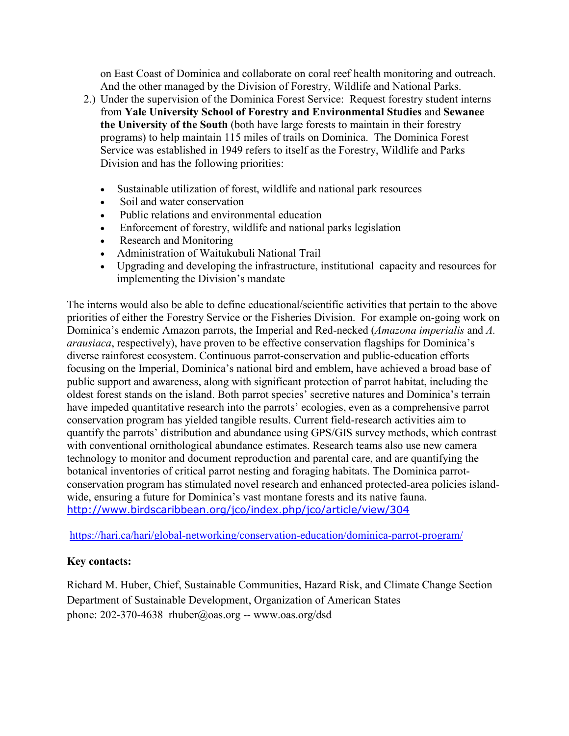on East Coast of Dominica and collaborate on coral reef health monitoring and outreach. And the other managed by the Division of Forestry, Wildlife and National Parks.

2.) Under the supervision of the Dominica Forest Service: Request forestry student interns from **Yale University School of Forestry and Environmental Studies** and **Sewanee the University of the South** (both have large forests to maintain in their forestry programs) to help maintain 115 miles of trails on Dominica. The Dominica Forest Service was established in 1949 refers to itself as the Forestry, Wildlife and Parks Division and has the following priorities:

   - Sustainable utilization of forest, wildlife and national park resources
   - Soil and water conservation
   - Public relations and environmental education
   - Enforcement of forestry, wildlife and national parks legislation
   - Research and Monitoring
   - Administration of Waitukubuli National Trail
   - Upgrading and developing the infrastructure, institutional capacity and resources for implementing the Division's mandate

The interns would also be able to define educational/scientific activities that pertain to the above priorities of either the Forestry Service or the Fisheries Division. For example on-going work on Dominica's endemic Amazon parrots, the Imperial and Red-necked (*Amazona imperialis* and *A. arausiaca*, respectively), have proven to be effective conservation flagships for Dominica's diverse rainforest ecosystem. Continuous parrot-conservation and public-education efforts focusing on the Imperial, Dominica's national bird and emblem, have achieved a broad base of public support and awareness, along with significant protection of parrot habitat, including the oldest forest stands on the island. Both parrot species' secretive natures and Dominica's terrain have impeded quantitative research into the parrots' ecologies, even as a comprehensive parrot conservation program has yielded tangible results. Current field-research activities aim to quantify the parrots' distribution and abundance using GPS/GIS survey methods, which contrast with conventional ornithological abundance estimates. Research teams also use new camera technology to monitor and document reproduction and parental care, and are quantifying the botanical inventories of critical parrot nesting and foraging habitats. The Dominica parrot-conservation program has stimulated novel research and enhanced protected-area policies island-wide, ensuring a future for Dominica's vast montane forests and its native fauna.
http://www.birdscaribbean.org/jco/index.php/jco/article/view/304

https://hari.ca/hari/global-networking/conservation-education/dominica-parrot-program/

**Key contacts:**

Richard M. Huber, Chief, Sustainable Communities, Hazard Risk, and Climate Change Section
Department of Sustainable Development, Organization of American States
phone: 202-370-4638 rhuber@oas.org -- www.oas.org/dsd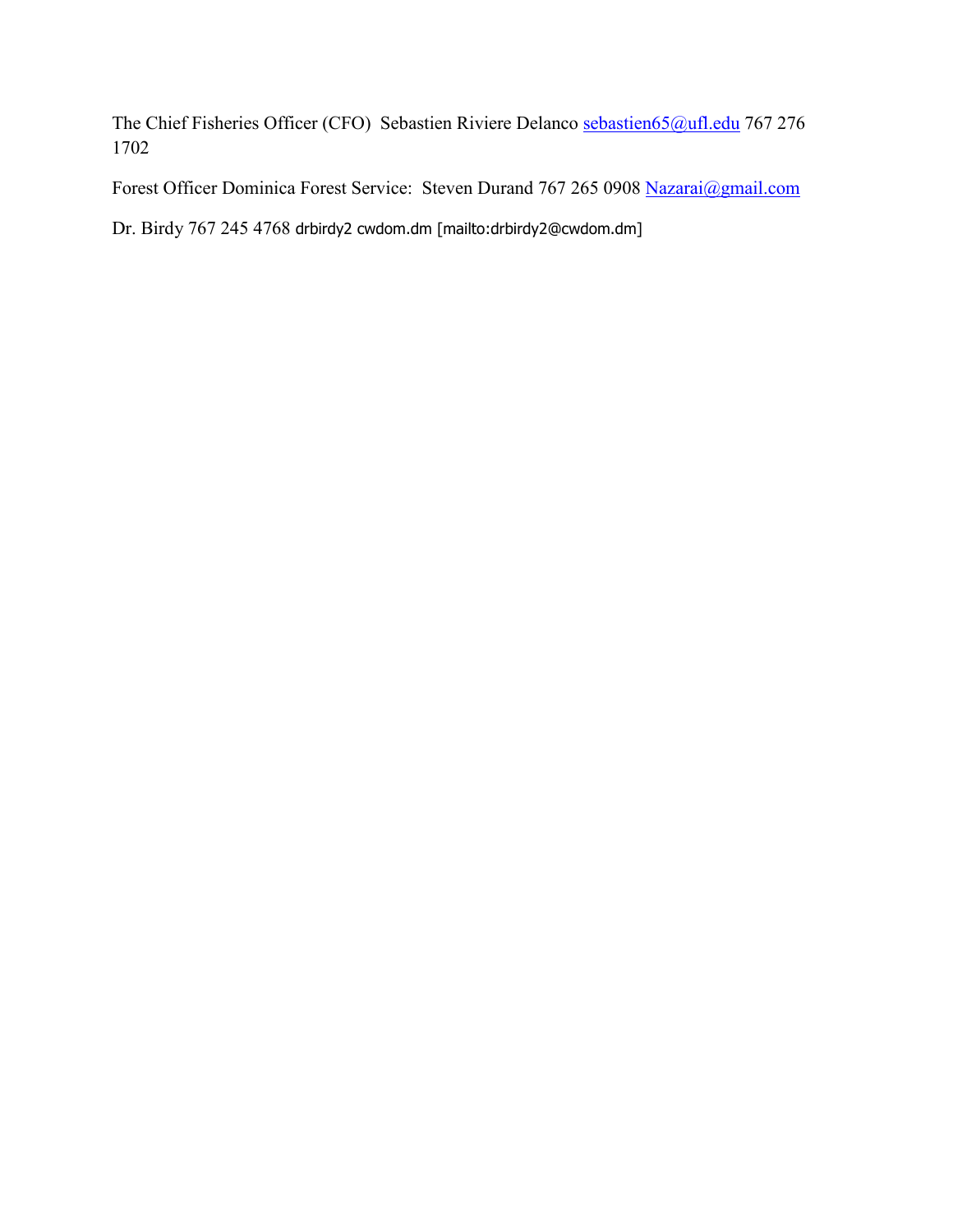The Chief Fisheries Officer (CFO) Sebastien Riviere Delanco sebastien65@ufl.edu 767 276 1702

Forest Officer Dominica Forest Service: Steven Durand 767 265 0908 Nazarai@gmail.com

Dr. Birdy 767 245 4768 drbirdy2 cwdom.dm [mailto:drbirdy2@cwdom.dm]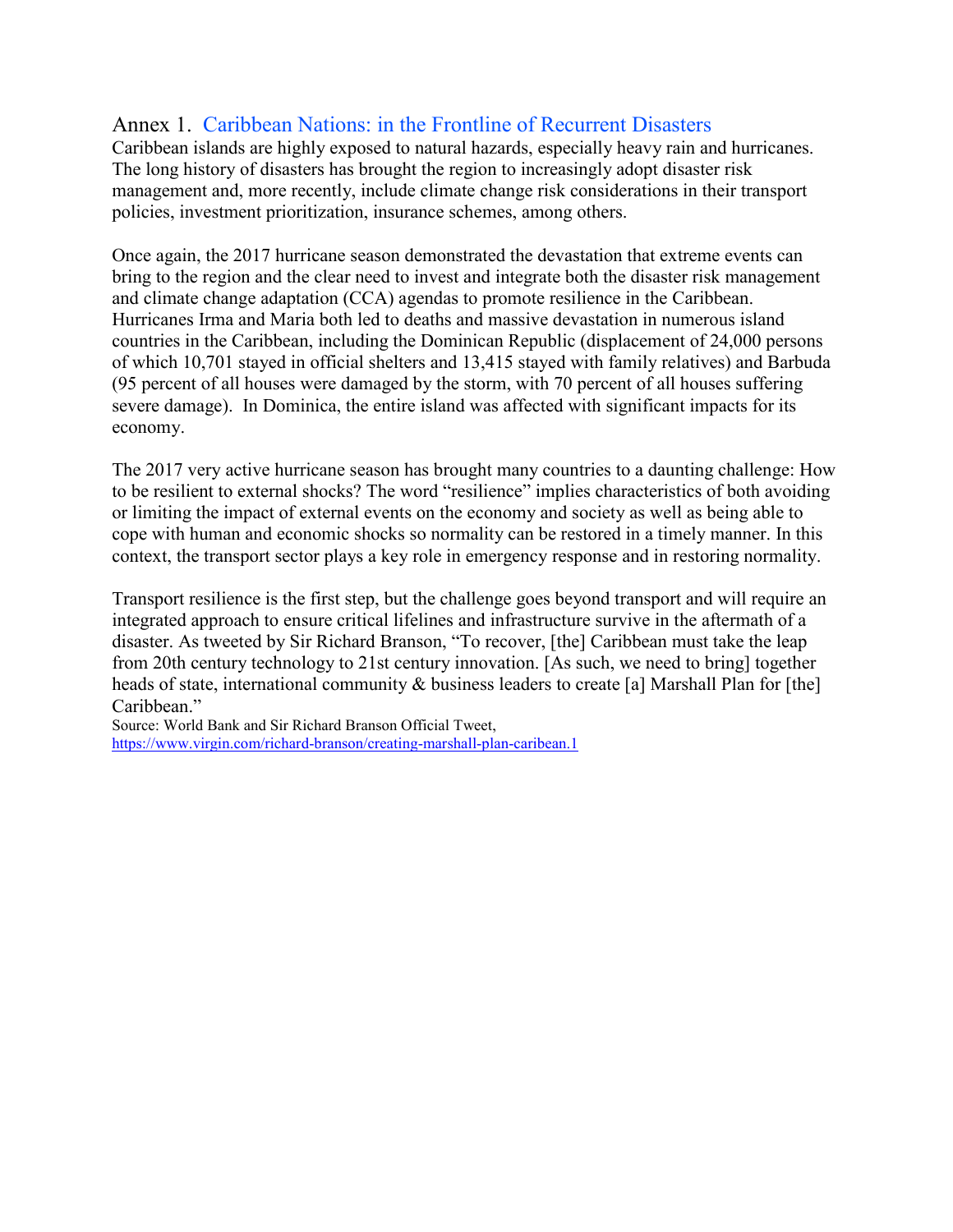## Annex 1. Caribbean Nations: in the Frontline of Recurrent Disasters

Caribbean islands are highly exposed to natural hazards, especially heavy rain and hurricanes. The long history of disasters has brought the region to increasingly adopt disaster risk management and, more recently, include climate change risk considerations in their transport policies, investment prioritization, insurance schemes, among others.

Once again, the 2017 hurricane season demonstrated the devastation that extreme events can bring to the region and the clear need to invest and integrate both the disaster risk management and climate change adaptation (CCA) agendas to promote resilience in the Caribbean. Hurricanes Irma and Maria both led to deaths and massive devastation in numerous island countries in the Caribbean, including the Dominican Republic (displacement of 24,000 persons of which 10,701 stayed in official shelters and 13,415 stayed with family relatives) and Barbuda (95 percent of all houses were damaged by the storm, with 70 percent of all houses suffering severe damage). In Dominica, the entire island was affected with significant impacts for its economy.

The 2017 very active hurricane season has brought many countries to a daunting challenge: How to be resilient to external shocks? The word "resilience" implies characteristics of both avoiding or limiting the impact of external events on the economy and society as well as being able to cope with human and economic shocks so normality can be restored in a timely manner. In this context, the transport sector plays a key role in emergency response and in restoring normality.

Transport resilience is the first step, but the challenge goes beyond transport and will require an integrated approach to ensure critical lifelines and infrastructure survive in the aftermath of a disaster. As tweeted by Sir Richard Branson, "To recover, [the] Caribbean must take the leap from 20th century technology to 21st century innovation. [As such, we need to bring] together heads of state, international community & business leaders to create [a] Marshall Plan for [the] Caribbean."

Source: World Bank and Sir Richard Branson Official Tweet, https://www.virgin.com/richard-branson/creating-marshall-plan-caribean.1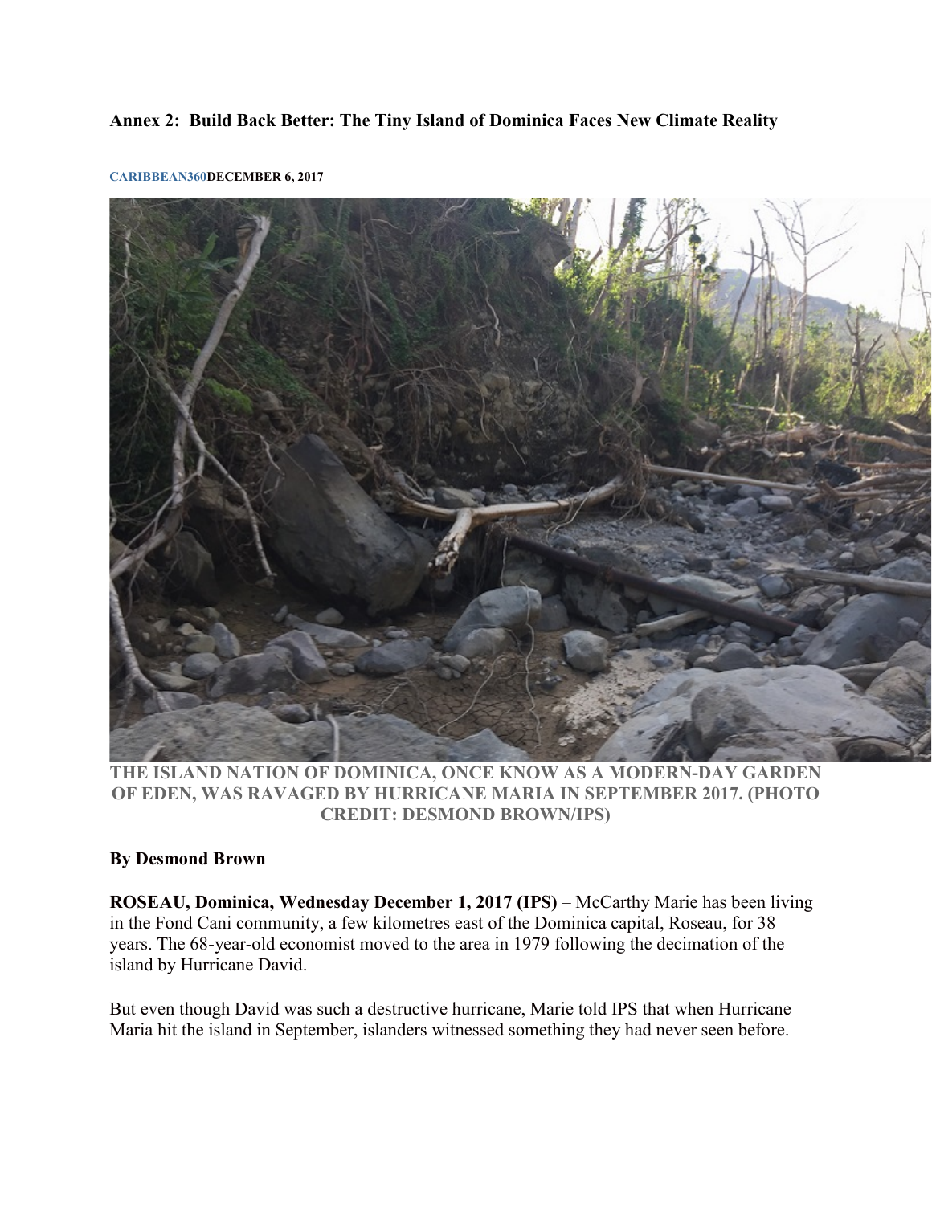**Annex 2: Build Back Better: The Tiny Island of Dominica Faces New Climate Reality**

**CARIBBEAN360DECEMBER 6, 2017**

**THE ISLAND NATION OF DOMINICA, ONCE KNOW AS A MODERN-DAY GARDEN OF EDEN, WAS RAVAGED BY HURRICANE MARIA IN SEPTEMBER 2017. (PHOTO CREDIT: DESMOND BROWN/IPS)**

**By Desmond Brown**

**ROSEAU, Dominica, Wednesday December 1, 2017 (IPS)** – McCarthy Marie has been living in the Fond Cani community, a few kilometres east of the Dominica capital, Roseau, for 38 years. The 68-year-old economist moved to the area in 1979 following the decimation of the island by Hurricane David.

But even though David was such a destructive hurricane, Marie told IPS that when Hurricane Maria hit the island in September, islanders witnessed something they had never seen before.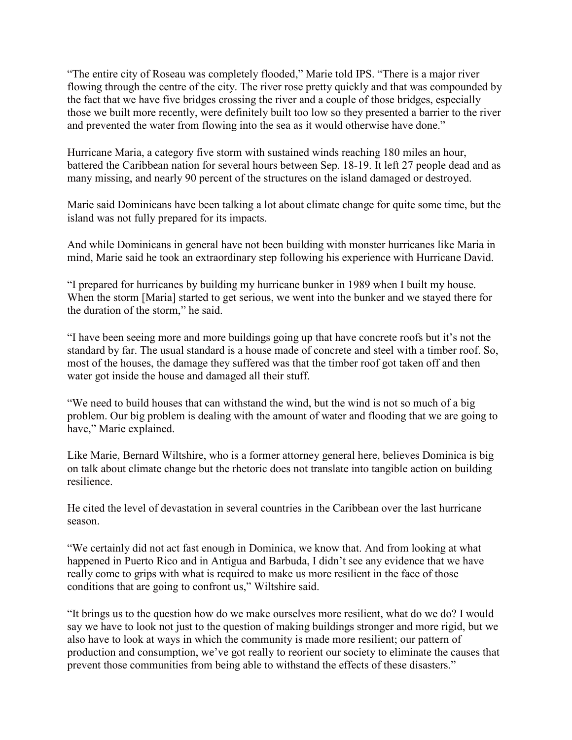"The entire city of Roseau was completely flooded," Marie told IPS. "There is a major river flowing through the centre of the city. The river rose pretty quickly and that was compounded by the fact that we have five bridges crossing the river and a couple of those bridges, especially those we built more recently, were definitely built too low so they presented a barrier to the river and prevented the water from flowing into the sea as it would otherwise have done."

Hurricane Maria, a category five storm with sustained winds reaching 180 miles an hour, battered the Caribbean nation for several hours between Sep. 18-19. It left 27 people dead and as many missing, and nearly 90 percent of the structures on the island damaged or destroyed.

Marie said Dominicans have been talking a lot about climate change for quite some time, but the island was not fully prepared for its impacts.

And while Dominicans in general have not been building with monster hurricanes like Maria in mind, Marie said he took an extraordinary step following his experience with Hurricane David.

"I prepared for hurricanes by building my hurricane bunker in 1989 when I built my house. When the storm [Maria] started to get serious, we went into the bunker and we stayed there for the duration of the storm," he said.

"I have been seeing more and more buildings going up that have concrete roofs but it's not the standard by far. The usual standard is a house made of concrete and steel with a timber roof. So, most of the houses, the damage they suffered was that the timber roof got taken off and then water got inside the house and damaged all their stuff.

"We need to build houses that can withstand the wind, but the wind is not so much of a big problem. Our big problem is dealing with the amount of water and flooding that we are going to have," Marie explained.

Like Marie, Bernard Wiltshire, who is a former attorney general here, believes Dominica is big on talk about climate change but the rhetoric does not translate into tangible action on building resilience.

He cited the level of devastation in several countries in the Caribbean over the last hurricane season.

"We certainly did not act fast enough in Dominica, we know that. And from looking at what happened in Puerto Rico and in Antigua and Barbuda, I didn't see any evidence that we have really come to grips with what is required to make us more resilient in the face of those conditions that are going to confront us," Wiltshire said.

"It brings us to the question how do we make ourselves more resilient, what do we do? I would say we have to look not just to the question of making buildings stronger and more rigid, but we also have to look at ways in which the community is made more resilient; our pattern of production and consumption, we've got really to reorient our society to eliminate the causes that prevent those communities from being able to withstand the effects of these disasters."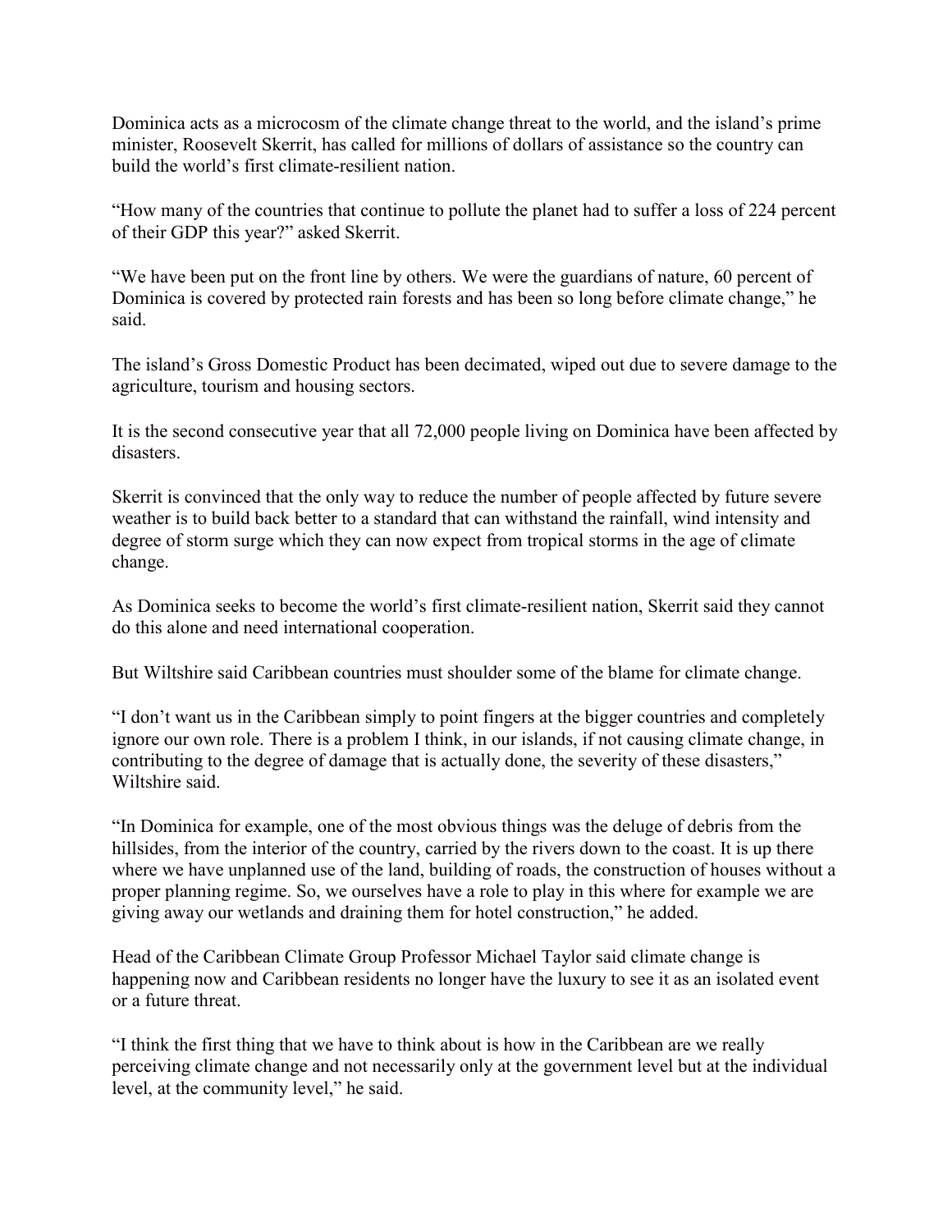Dominica acts as a microcosm of the climate change threat to the world, and the island's prime minister, Roosevelt Skerrit, has called for millions of dollars of assistance so the country can build the world's first climate-resilient nation.

"How many of the countries that continue to pollute the planet had to suffer a loss of 224 percent of their GDP this year?" asked Skerrit.

"We have been put on the front line by others. We were the guardians of nature, 60 percent of Dominica is covered by protected rain forests and has been so long before climate change," he said.

The island's Gross Domestic Product has been decimated, wiped out due to severe damage to the agriculture, tourism and housing sectors.

It is the second consecutive year that all 72,000 people living on Dominica have been affected by disasters.

Skerrit is convinced that the only way to reduce the number of people affected by future severe weather is to build back better to a standard that can withstand the rainfall, wind intensity and degree of storm surge which they can now expect from tropical storms in the age of climate change.

As Dominica seeks to become the world's first climate-resilient nation, Skerrit said they cannot do this alone and need international cooperation.

But Wiltshire said Caribbean countries must shoulder some of the blame for climate change.

"I don't want us in the Caribbean simply to point fingers at the bigger countries and completely ignore our own role. There is a problem I think, in our islands, if not causing climate change, in contributing to the degree of damage that is actually done, the severity of these disasters," Wiltshire said.

"In Dominica for example, one of the most obvious things was the deluge of debris from the hillsides, from the interior of the country, carried by the rivers down to the coast. It is up there where we have unplanned use of the land, building of roads, the construction of houses without a proper planning regime. So, we ourselves have a role to play in this where for example we are giving away our wetlands and draining them for hotel construction," he added.

Head of the Caribbean Climate Group Professor Michael Taylor said climate change is happening now and Caribbean residents no longer have the luxury to see it as an isolated event or a future threat.

"I think the first thing that we have to think about is how in the Caribbean are we really perceiving climate change and not necessarily only at the government level but at the individual level, at the community level," he said.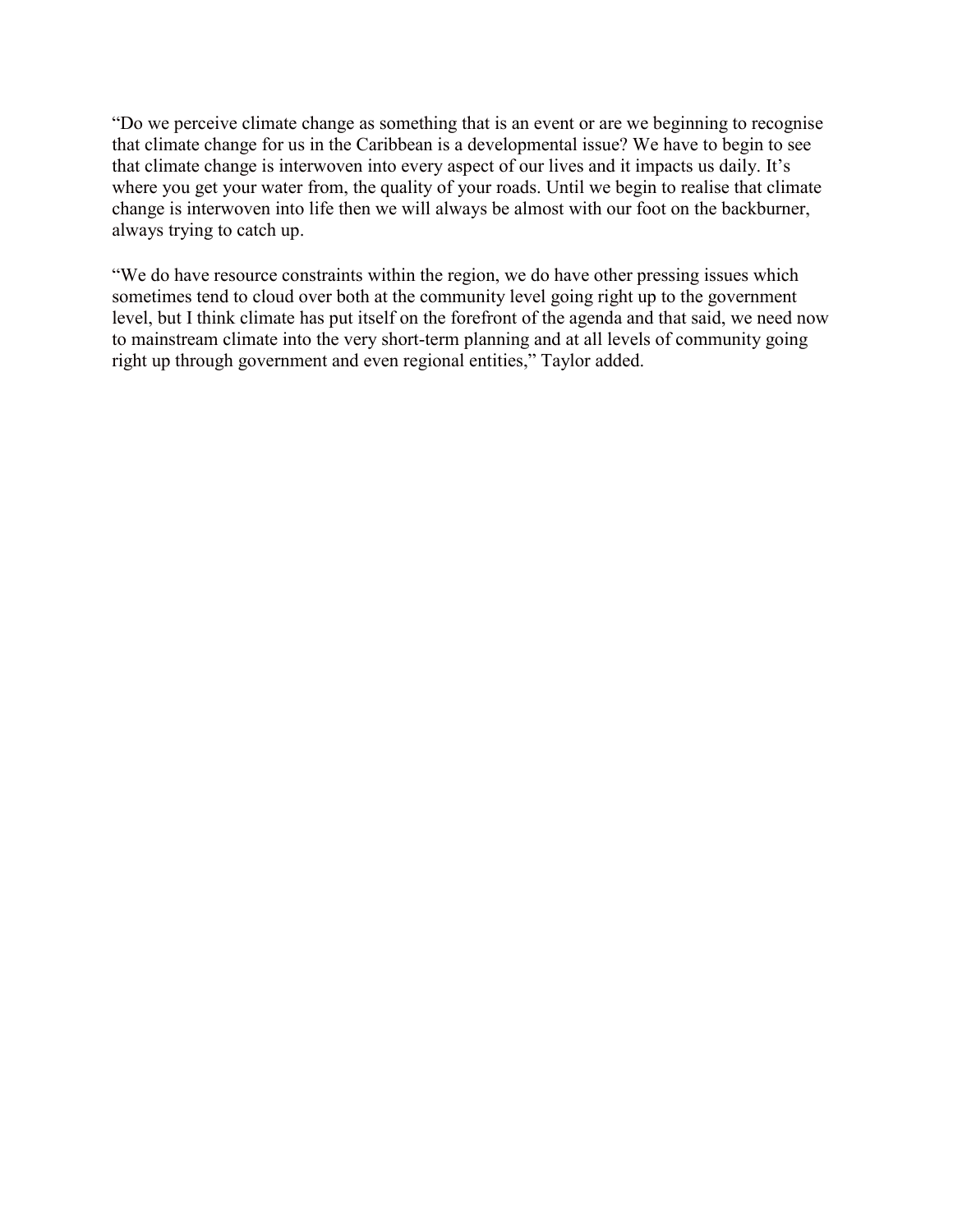“Do we perceive climate change as something that is an event or are we beginning to recognise that climate change for us in the Caribbean is a developmental issue? We have to begin to see that climate change is interwoven into every aspect of our lives and it impacts us daily. It’s where you get your water from, the quality of your roads. Until we begin to realise that climate change is interwoven into life then we will always be almost with our foot on the backburner, always trying to catch up.

“We do have resource constraints within the region, we do have other pressing issues which sometimes tend to cloud over both at the community level going right up to the government level, but I think climate has put itself on the forefront of the agenda and that said, we need now to mainstream climate into the very short-term planning and at all levels of community going right up through government and even regional entities,” Taylor added.